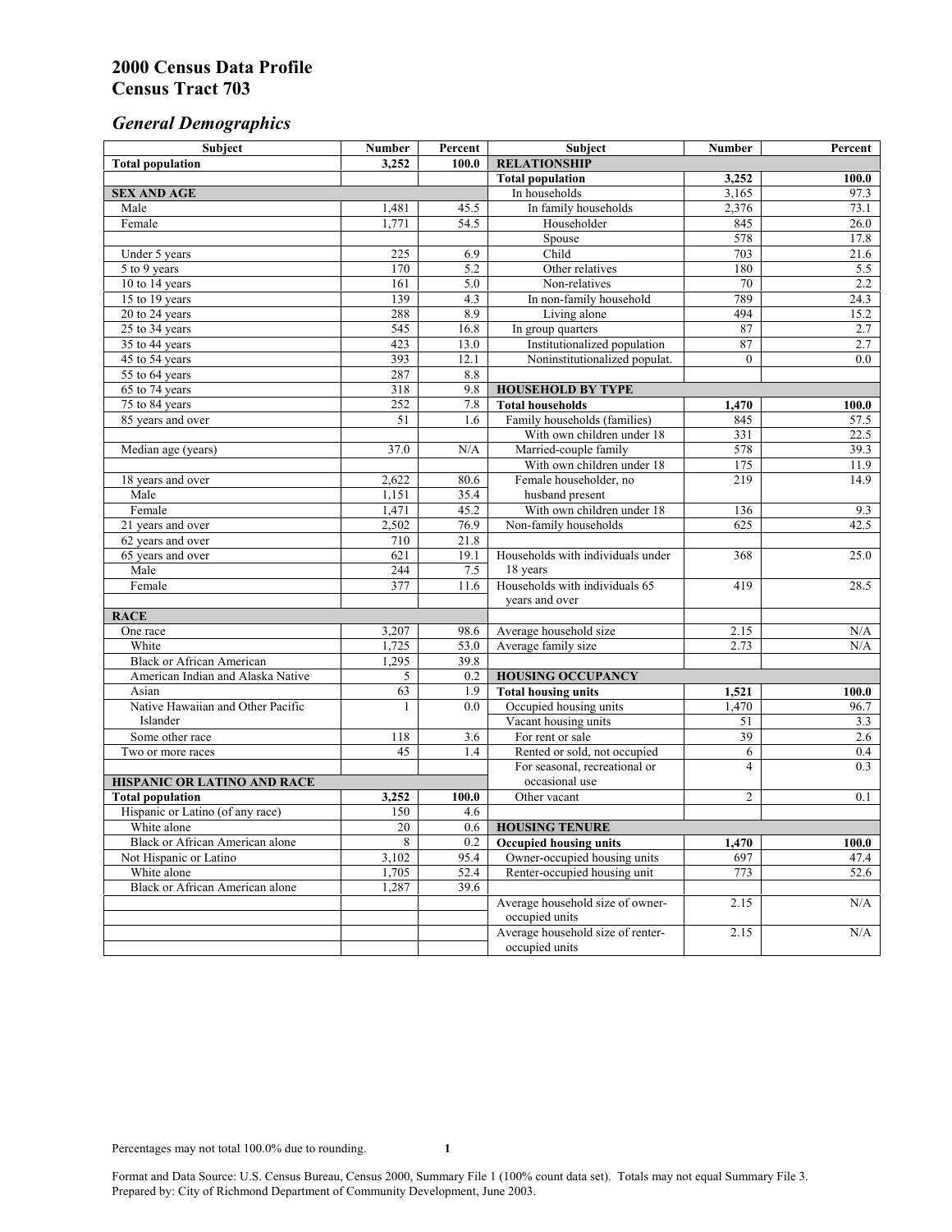# 2000 Census Data Profile
# Census Tract 703

## *General Demographics*

| Subject | Number | Percent |
|---|---|---|
| **Total population** | **3,252** | **100.0** |
| | | |
| **SEX AND AGE** | | |
| Male | 1,481 | 45.5 |
| Female | 1,771 | 54.5 |
| | | |
| Under 5 years | 225 | 6.9 |
| 5 to 9 years | 170 | 5.2 |
| 10 to 14 years | 161 | 5.0 |
| 15 to 19 years | 139 | 4.3 |
| 20 to 24 years | 288 | 8.9 |
| 25 to 34 years | 545 | 16.8 |
| 35 to 44 years | 423 | 13.0 |
| 45 to 54 years | 393 | 12.1 |
| 55 to 64 years | 287 | 8.8 |
| 65 to 74 years | 318 | 9.8 |
| 75 to 84 years | 252 | 7.8 |
| 85 years and over | 51 | 1.6 |
| | | |
| Median age (years) | 37.0 | N/A |
| | | |
| 18 years and over | 2,622 | 80.6 |
| Male | 1,151 | 35.4 |
| Female | 1,471 | 45.2 |
| 21 years and over | 2,502 | 76.9 |
| 62 years and over | 710 | 21.8 |
| 65 years and over | 621 | 19.1 |
| Male | 244 | 7.5 |
| Female | 377 | 11.6 |
| | | |
| **RACE** | | |
| One race | 3,207 | 98.6 |
| White | 1,725 | 53.0 |
| Black or African American | 1,295 | 39.8 |
| American Indian and Alaska Native | 5 | 0.2 |
| Asian | 63 | 1.9 |
| Native Hawaiian and Other Pacific Islander | 1 | 0.0 |
| Some other race | 118 | 3.6 |
| Two or more races | 45 | 1.4 |
| | | |
| **HISPANIC OR LATINO AND RACE** | | |
| **Total population** | **3,252** | **100.0** |
| Hispanic or Latino (of any race) | 150 | 4.6 |
| White alone | 20 | 0.6 |
| Black or African American alone | 8 | 0.2 |
| Not Hispanic or Latino | 3,102 | 95.4 |
| White alone | 1,705 | 52.4 |
| Black or African American alone | 1,287 | 39.6 |

| Subject | Number | Percent |
|---|---|---|
| **RELATIONSHIP** | | |
| **Total population** | **3,252** | **100.0** |
| In households | 3,165 | 97.3 |
| In family households | 2,376 | 73.1 |
| Householder | 845 | 26.0 |
| Spouse | 578 | 17.8 |
| Child | 703 | 21.6 |
| Other relatives | 180 | 5.5 |
| Non-relatives | 70 | 2.2 |
| In non-family household | 789 | 24.3 |
| Living alone | 494 | 15.2 |
| In group quarters | 87 | 2.7 |
| Institutionalized population | 87 | 2.7 |
| Noninstitutionalized populat. | 0 | 0.0 |
| | | |
| **HOUSEHOLD BY TYPE** | | |
| **Total households** | **1,470** | **100.0** |
| Family households (families) | 845 | 57.5 |
| With own children under 18 | 331 | 22.5 |
| Married-couple family | 578 | 39.3 |
| With own children under 18 | 175 | 11.9 |
| Female householder, no husband present | 219 | 14.9 |
| With own children under 18 | 136 | 9.3 |
| Non-family households | 625 | 42.5 |
| | | |
| Households with individuals under 18 years | 368 | 25.0 |
| Households with individuals 65 years and over | 419 | 28.5 |
| | | |
| Average household size | 2.15 | N/A |
| Average family size | 2.73 | N/A |
| | | |
| **HOUSING OCCUPANCY** | | |
| **Total housing units** | **1,521** | **100.0** |
| Occupied housing units | 1,470 | 96.7 |
| Vacant housing units | 51 | 3.3 |
| For rent or sale | 39 | 2.6 |
| Rented or sold, not occupied | 6 | 0.4 |
| For seasonal, recreational or occasional use | 4 | 0.3 |
| Other vacant | 2 | 0.1 |
| | | |
| **HOUSING TENURE** | | |
| **Occupied housing units** | **1,470** | **100.0** |
| Owner-occupied housing units | 697 | 47.4 |
| Renter-occupied housing unit | 773 | 52.6 |
| | | |
| Average household size of owner-occupied units | 2.15 | N/A |
| Average household size of renter-occupied units | 2.15 | N/A |

Percentages may not total 100.0% due to rounding.

Format and Data Source: U.S. Census Bureau, Census 2000, Summary File 1 (100% count data set). Totals may not equal Summary File 3.
Prepared by: City of Richmond Department of Community Development, June 2003.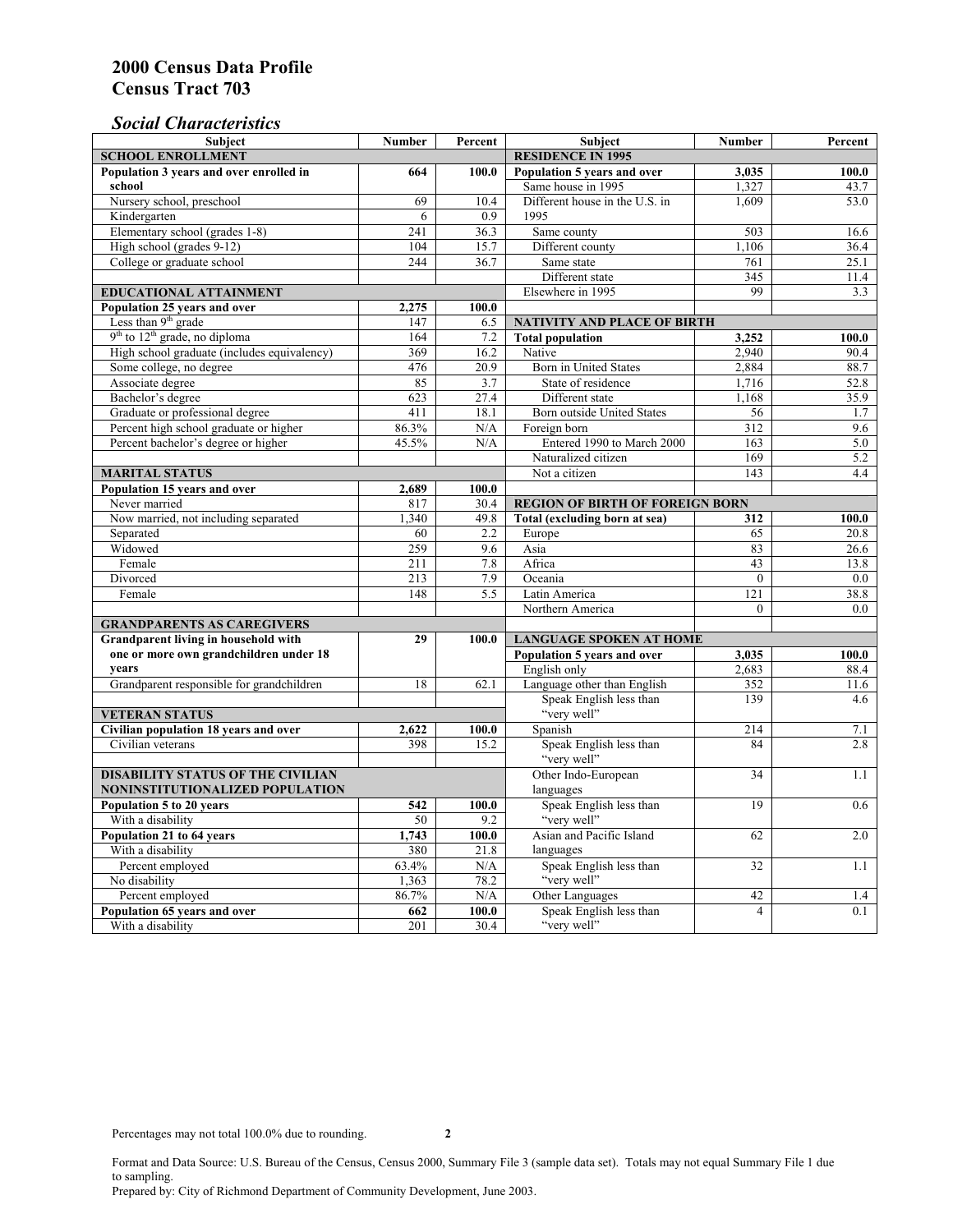# 2000 Census Data Profile
# Census Tract 703

## *Social Characteristics*

| Subject | Number | Percent |
|---|---|---|
| **SCHOOL ENROLLMENT** | | |
| **Population 3 years and over enrolled in school** | **664** | **100.0** |
| Nursery school, preschool | 69 | 10.4 |
| Kindergarten | 6 | 0.9 |
| Elementary school (grades 1-8) | 241 | 36.3 |
| High school (grades 9-12) | 104 | 15.7 |
| College or graduate school | 244 | 36.7 |
| **EDUCATIONAL ATTAINMENT** | | |
| **Population 25 years and over** | **2,275** | **100.0** |
| Less than 9th grade | 147 | 6.5 |
| 9th to 12th grade, no diploma | 164 | 7.2 |
| High school graduate (includes equivalency) | 369 | 16.2 |
| Some college, no degree | 476 | 20.9 |
| Associate degree | 85 | 3.7 |
| Bachelor's degree | 623 | 27.4 |
| Graduate or professional degree | 411 | 18.1 |
| Percent high school graduate or higher | 86.3% | N/A |
| Percent bachelor's degree or higher | 45.5% | N/A |
| **MARITAL STATUS** | | |
| **Population 15 years and over** | **2,689** | **100.0** |
| Never married | 817 | 30.4 |
| Now married, not including separated | 1,340 | 49.8 |
| Separated | 60 | 2.2 |
| Widowed | 259 | 9.6 |
| Female | 211 | 7.8 |
| Divorced | 213 | 7.9 |
| Female | 148 | 5.5 |
| **GRANDPARENTS AS CAREGIVERS** | | |
| **Grandparent living in household with one or more own grandchildren under 18 years** | **29** | **100.0** |
| Grandparent responsible for grandchildren | 18 | 62.1 |
| **VETERAN STATUS** | | |
| **Civilian population 18 years and over** | **2,622** | **100.0** |
| Civilian veterans | 398 | 15.2 |
| **DISABILITY STATUS OF THE CIVILIAN NONINSTITUTIONALIZED POPULATION** | | |
| **Population 5 to 20 years** | **542** | **100.0** |
| With a disability | 50 | 9.2 |
| **Population 21 to 64 years** | **1,743** | **100.0** |
| With a disability | 380 | 21.8 |
| Percent employed | 63.4% | N/A |
| No disability | 1,363 | 78.2 |
| Percent employed | 86.7% | N/A |
| **Population 65 years and over** | **662** | **100.0** |
| With a disability | 201 | 30.4 |

| Subject | Number | Percent |
|---|---|---|
| **RESIDENCE IN 1995** | | |
| **Population 5 years and over** | **3,035** | **100.0** |
| Same house in 1995 | 1,327 | 43.7 |
| Different house in the U.S. in 1995 | 1,609 | 53.0 |
| Same county | 503 | 16.6 |
| Different county | 1,106 | 36.4 |
| Same state | 761 | 25.1 |
| Different state | 345 | 11.4 |
| Elsewhere in 1995 | 99 | 3.3 |
| **NATIVITY AND PLACE OF BIRTH** | | |
| **Total population** | **3,252** | **100.0** |
| Native | 2,940 | 90.4 |
| Born in United States | 2,884 | 88.7 |
| State of residence | 1,716 | 52.8 |
| Different state | 1,168 | 35.9 |
| Born outside United States | 56 | 1.7 |
| Foreign born | 312 | 9.6 |
| Entered 1990 to March 2000 | 163 | 5.0 |
| Naturalized citizen | 169 | 5.2 |
| Not a citizen | 143 | 4.4 |
| **REGION OF BIRTH OF FOREIGN BORN** | | |
| **Total (excluding born at sea)** | **312** | **100.0** |
| Europe | 65 | 20.8 |
| Asia | 83 | 26.6 |
| Africa | 43 | 13.8 |
| Oceania | 0 | 0.0 |
| Latin America | 121 | 38.8 |
| Northern America | 0 | 0.0 |
| **LANGUAGE SPOKEN AT HOME** | | |
| **Population 5 years and over** | **3,035** | **100.0** |
| English only | 2,683 | 88.4 |
| Language other than English | 352 | 11.6 |
| Speak English less than "very well" | 139 | 4.6 |
| Spanish | 214 | 7.1 |
| Speak English less than "very well" | 84 | 2.8 |
| Other Indo-European languages | 34 | 1.1 |
| Speak English less than "very well" | 19 | 0.6 |
| Asian and Pacific Island languages | 62 | 2.0 |
| Speak English less than "very well" | 32 | 1.1 |
| Other Languages | 42 | 1.4 |
| Speak English less than "very well" | 4 | 0.1 |

Percentages may not total 100.0% due to rounding.

Format and Data Source: U.S. Bureau of the Census, Census 2000, Summary File 3 (sample data set). Totals may not equal Summary File 1 due to sampling.
Prepared by: City of Richmond Department of Community Development, June 2003.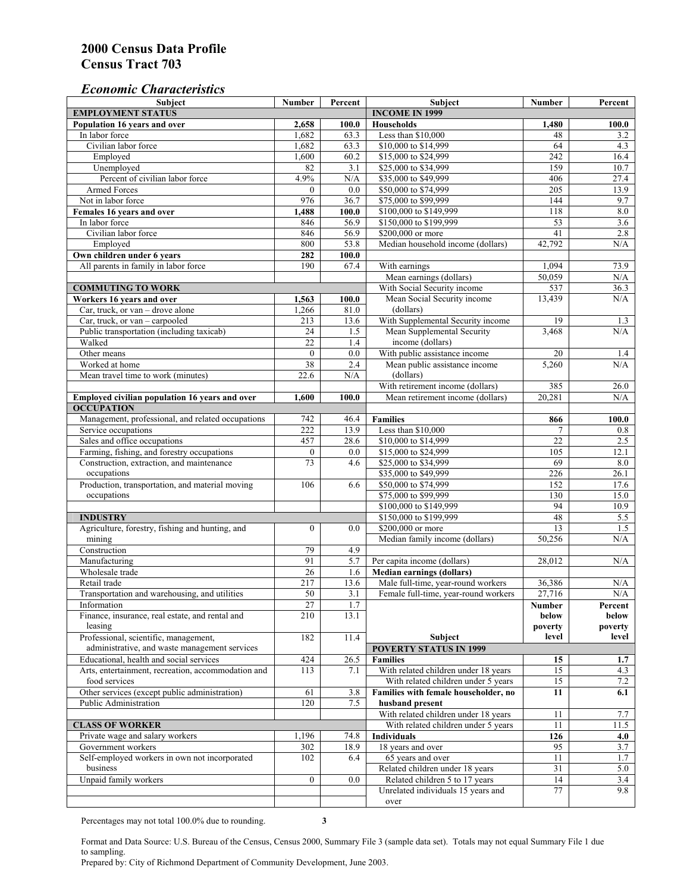# 2000 Census Data Profile
# Census Tract 703

## *Economic Characteristics*

| Subject | Number | Percent |
|---|---|---|
| **EMPLOYMENT STATUS** | | |
| **Population 16 years and over** | **2,658** | **100.0** |
| In labor force | 1,682 | 63.3 |
| Civilian labor force | 1,682 | 63.3 |
| Employed | 1,600 | 60.2 |
| Unemployed | 82 | 3.1 |
| Percent of civilian labor force | 4.9% | N/A |
| Armed Forces | 0 | 0.0 |
| Not in labor force | 976 | 36.7 |
| **Females 16 years and over** | **1,488** | **100.0** |
| In labor force | 846 | 56.9 |
| Civilian labor force | 846 | 56.9 |
| Employed | 800 | 53.8 |
| **Own children under 6 years** | **282** | **100.0** |
| All parents in family in labor force | 190 | 67.4 |
| **COMMUTING TO WORK** | | |
| **Workers 16 years and over** | **1,563** | **100.0** |
| Car, truck, or van – drove alone | 1,266 | 81.0 |
| Car, truck, or van – carpooled | 213 | 13.6 |
| Public transportation (including taxicab) | 24 | 1.5 |
| Walked | 22 | 1.4 |
| Other means | 0 | 0.0 |
| Worked at home | 38 | 2.4 |
| Mean travel time to work (minutes) | 22.6 | N/A |
| **Employed civilian population 16 years and over** | **1,600** | **100.0** |
| **OCCUPATION** | | |
| Management, professional, and related occupations | 742 | 46.4 |
| Service occupations | 222 | 13.9 |
| Sales and office occupations | 457 | 28.6 |
| Farming, fishing, and forestry occupations | 0 | 0.0 |
| Construction, extraction, and maintenance occupations | 73 | 4.6 |
| Production, transportation, and material moving occupations | 106 | 6.6 |
| **INDUSTRY** | | |
| Agriculture, forestry, fishing and hunting, and mining | 0 | 0.0 |
| Construction | 79 | 4.9 |
| Manufacturing | 91 | 5.7 |
| Wholesale trade | 26 | 1.6 |
| Retail trade | 217 | 13.6 |
| Transportation and warehousing, and utilities | 50 | 3.1 |
| Information | 27 | 1.7 |
| Finance, insurance, real estate, and rental and leasing | 210 | 13.1 |
| Professional, scientific, management, administrative, and waste management services | 182 | 11.4 |
| Educational, health and social services | 424 | 26.5 |
| Arts, entertainment, recreation, accommodation and food services | 113 | 7.1 |
| Other services (except public administration) | 61 | 3.8 |
| Public Administration | 120 | 7.5 |
| **CLASS OF WORKER** | | |
| Private wage and salary workers | 1,196 | 74.8 |
| Government workers | 302 | 18.9 |
| Self-employed workers in own not incorporated business | 102 | 6.4 |
| Unpaid family workers | 0 | 0.0 |

| Subject | Number | Percent |
|---|---|---|
| **INCOME IN 1999** | | |
| **Households** | **1,480** | **100.0** |
| Less than $10,000 | 48 | 3.2 |
| $10,000 to $14,999 | 64 | 4.3 |
| $15,000 to $24,999 | 242 | 16.4 |
| $25,000 to $34,999 | 159 | 10.7 |
| $35,000 to $49,999 | 406 | 27.4 |
| $50,000 to $74,999 | 205 | 13.9 |
| $75,000 to $99,999 | 144 | 9.7 |
| $100,000 to $149,999 | 118 | 8.0 |
| $150,000 to $199,999 | 53 | 3.6 |
| $200,000 or more | 41 | 2.8 |
| Median household income (dollars) | 42,792 | N/A |
| With earnings | 1,094 | 73.9 |
| Mean earnings (dollars) | 50,059 | N/A |
| With Social Security income | 537 | 36.3 |
| Mean Social Security income (dollars) | 13,439 | N/A |
| With Supplemental Security income | 19 | 1.3 |
| Mean Supplemental Security income (dollars) | 3,468 | N/A |
| With public assistance income | 20 | 1.4 |
| Mean public assistance income (dollars) | 5,260 | N/A |
| With retirement income (dollars) | 385 | 26.0 |
| Mean retirement income (dollars) | 20,281 | N/A |
| **Families** | **866** | **100.0** |
| Less than $10,000 | 7 | 0.8 |
| $10,000 to $14,999 | 22 | 2.5 |
| $15,000 to $24,999 | 105 | 12.1 |
| $25,000 to $34,999 | 69 | 8.0 |
| $35,000 to $49,999 | 226 | 26.1 |
| $50,000 to $74,999 | 152 | 17.6 |
| $75,000 to $99,999 | 130 | 15.0 |
| $100,000 to $149,999 | 94 | 10.9 |
| $150,000 to $199,999 | 48 | 5.5 |
| $200,000 or more | 13 | 1.5 |
| Median family income (dollars) | 50,256 | N/A |
| Per capita income (dollars) | 28,012 | N/A |
| **Median earnings (dollars)** | | |
| Male full-time, year-round workers | 36,386 | N/A |
| Female full-time, year-round workers | 27,716 | N/A |

| Subject | Number below poverty level | Percent below poverty level |
|---|---|---|
| **POVERTY STATUS IN 1999** | | |
| **Families** | **15** | **1.7** |
| With related children under 18 years | 15 | 4.3 |
| With related children under 5 years | 15 | 7.2 |
| **Families with female householder, no husband present** | **11** | **6.1** |
| With related children under 18 years | 11 | 7.7 |
| With related children under 5 years | 11 | 11.5 |
| **Individuals** | **126** | **4.0** |
| 18 years and over | 95 | 3.7 |
| 65 years and over | 11 | 1.7 |
| Related children under 18 years | 31 | 5.0 |
| Related children 5 to 17 years | 14 | 3.4 |
| Unrelated individuals 15 years and over | 77 | 9.8 |

Percentages may not total 100.0% due to rounding.

Format and Data Source: U.S. Bureau of the Census, Census 2000, Summary File 3 (sample data set). Totals may not equal Summary File 1 due to sampling.
Prepared by: City of Richmond Department of Community Development, June 2003.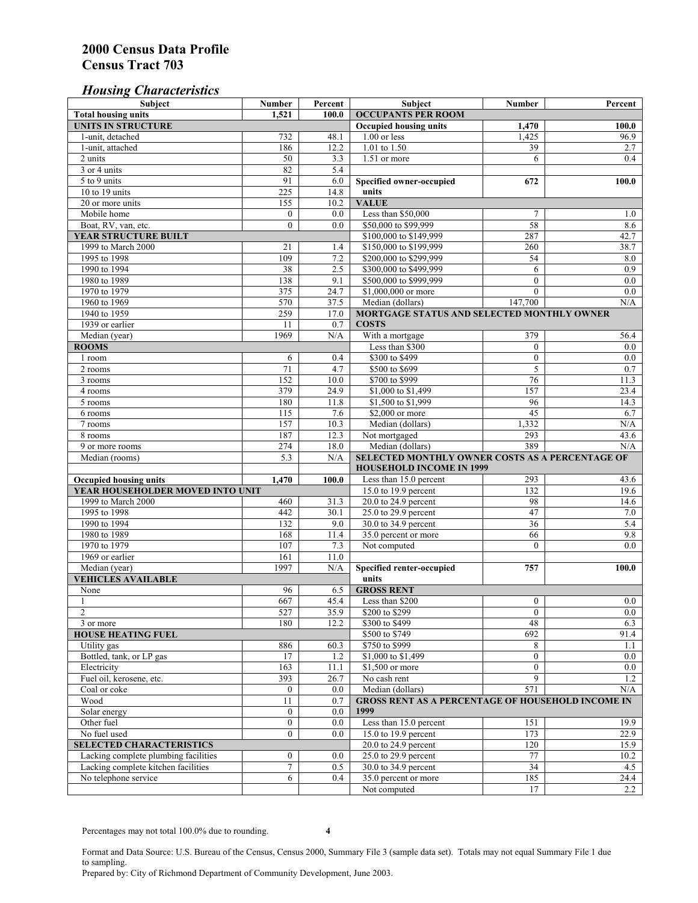# 2000 Census Data Profile
# Census Tract 703

## *Housing Characteristics*

| Subject | Number | Percent | Subject | Number | Percent |
|---|---|---|---|---|---|
| **Total housing units** | **1,521** | **100.0** | **OCCUPANTS PER ROOM** | | |
| **UNITS IN STRUCTURE** | | | **Occupied housing units** | **1,470** | **100.0** |
| 1-unit, detached | 732 | 48.1 | 1.00 or less | 1,425 | 96.9 |
| 1-unit, attached | 186 | 12.2 | 1.01 to 1.50 | 39 | 2.7 |
| 2 units | 50 | 3.3 | 1.51 or more | 6 | 0.4 |
| 3 or 4 units | 82 | 5.4 | | | |
| 5 to 9 units | 91 | 6.0 | **Specified owner-occupied units** | **672** | **100.0** |
| 10 to 19 units | 225 | 14.8 | | | |
| 20 or more units | 155 | 10.2 | **VALUE** | | |
| Mobile home | 0 | 0.0 | Less than $50,000 | 7 | 1.0 |
| Boat, RV, van, etc. | 0 | 0.0 | $50,000 to $99,999 | 58 | 8.6 |
| **YEAR STRUCTURE BUILT** | | | $100,000 to $149,999 | 287 | 42.7 |
| 1999 to March 2000 | 21 | 1.4 | $150,000 to $199,999 | 260 | 38.7 |
| 1995 to 1998 | 109 | 7.2 | $200,000 to $299,999 | 54 | 8.0 |
| 1990 to 1994 | 38 | 2.5 | $300,000 to $499,999 | 6 | 0.9 |
| 1980 to 1989 | 138 | 9.1 | $500,000 to $999,999 | 0 | 0.0 |
| 1970 to 1979 | 375 | 24.7 | $1,000,000 or more | 0 | 0.0 |
| 1960 to 1969 | 570 | 37.5 | Median (dollars) | 147,700 | N/A |
| 1940 to 1959 | 259 | 17.0 | **MORTGAGE STATUS AND SELECTED MONTHLY OWNER COSTS** | | |
| 1939 or earlier | 11 | 0.7 | | | |
| Median (year) | 1969 | N/A | With a mortgage | 379 | 56.4 |
| **ROOMS** | | | Less than $300 | 0 | 0.0 |
| 1 room | 6 | 0.4 | $300 to $499 | 0 | 0.0 |
| 2 rooms | 71 | 4.7 | $500 to $699 | 5 | 0.7 |
| 3 rooms | 152 | 10.0 | $700 to $999 | 76 | 11.3 |
| 4 rooms | 379 | 24.9 | $1,000 to $1,499 | 157 | 23.4 |
| 5 rooms | 180 | 11.8 | $1,500 to $1,999 | 96 | 14.3 |
| 6 rooms | 115 | 7.6 | $2,000 or more | 45 | 6.7 |
| 7 rooms | 157 | 10.3 | Median (dollars) | 1,332 | N/A |
| 8 rooms | 187 | 12.3 | Not mortgaged | 293 | 43.6 |
| 9 or more rooms | 274 | 18.0 | Median (dollars) | 389 | N/A |
| Median (rooms) | 5.3 | N/A | **SELECTED MONTHLY OWNER COSTS AS A PERCENTAGE OF HOUSEHOLD INCOME IN 1999** | | |
| **Occupied housing units** | **1,470** | **100.0** | Less than 15.0 percent | 293 | 43.6 |
| **YEAR HOUSEHOLDER MOVED INTO UNIT** | | | 15.0 to 19.9 percent | 132 | 19.6 |
| 1999 to March 2000 | 460 | 31.3 | 20.0 to 24.9 percent | 98 | 14.6 |
| 1995 to 1998 | 442 | 30.1 | 25.0 to 29.9 percent | 47 | 7.0 |
| 1990 to 1994 | 132 | 9.0 | 30.0 to 34.9 percent | 36 | 5.4 |
| 1980 to 1989 | 168 | 11.4 | 35.0 percent or more | 66 | 9.8 |
| 1970 to 1979 | 107 | 7.3 | Not computed | 0 | 0.0 |
| 1969 or earlier | 161 | 11.0 | | | |
| Median (year) | 1997 | N/A | **Specified renter-occupied units** | **757** | **100.0** |
| **VEHICLES AVAILABLE** | | | | | |
| None | 96 | 6.5 | **GROSS RENT** | | |
| 1 | 667 | 45.4 | Less than $200 | 0 | 0.0 |
| 2 | 527 | 35.9 | $200 to $299 | 0 | 0.0 |
| 3 or more | 180 | 12.2 | $300 to $499 | 48 | 6.3 |
| **HOUSE HEATING FUEL** | | | $500 to $749 | 692 | 91.4 |
| Utility gas | 886 | 60.3 | $750 to $999 | 8 | 1.1 |
| Bottled, tank, or LP gas | 17 | 1.2 | $1,000 to $1,499 | 0 | 0.0 |
| Electricity | 163 | 11.1 | $1,500 or more | 0 | 0.0 |
| Fuel oil, kerosene, etc. | 393 | 26.7 | No cash rent | 9 | 1.2 |
| Coal or coke | 0 | 0.0 | Median (dollars) | 571 | N/A |
| Wood | 11 | 0.7 | **GROSS RENT AS A PERCENTAGE OF HOUSEHOLD INCOME IN 1999** | | |
| Solar energy | 0 | 0.0 | | | |
| Other fuel | 0 | 0.0 | Less than 15.0 percent | 151 | 19.9 |
| No fuel used | 0 | 0.0 | 15.0 to 19.9 percent | 173 | 22.9 |
| **SELECTED CHARACTERISTICS** | | | 20.0 to 24.9 percent | 120 | 15.9 |
| Lacking complete plumbing facilities | 0 | 0.0 | 25.0 to 29.9 percent | 77 | 10.2 |
| Lacking complete kitchen facilities | 7 | 0.5 | 30.0 to 34.9 percent | 34 | 4.5 |
| No telephone service | 6 | 0.4 | 35.0 percent or more | 185 | 24.4 |
| | | | Not computed | 17 | 2.2 |

Percentages may not total 100.0% due to rounding.

Format and Data Source: U.S. Bureau of the Census, Census 2000, Summary File 3 (sample data set). Totals may not equal Summary File 1 due to sampling.
Prepared by: City of Richmond Department of Community Development, June 2003.